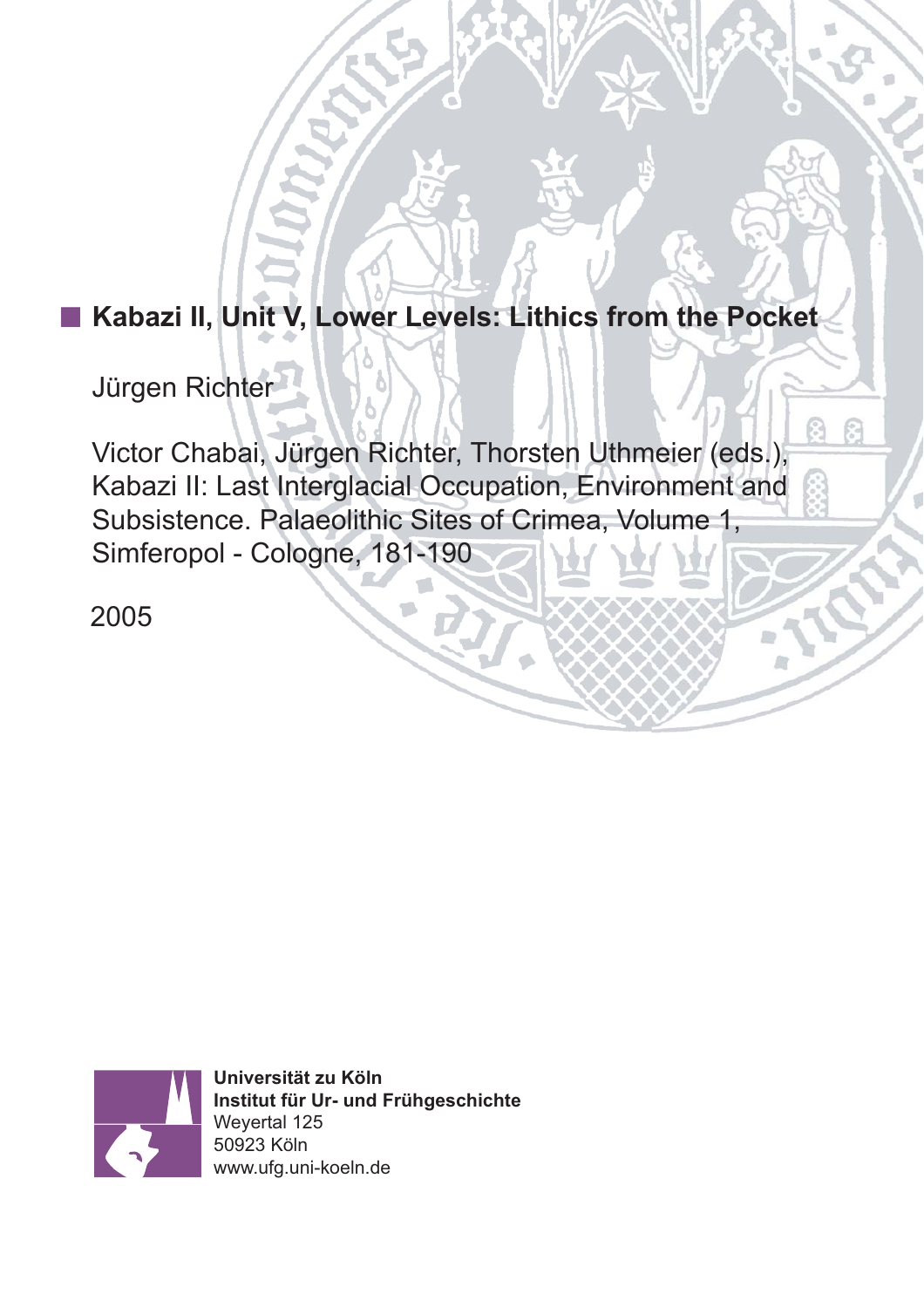# Kabazi II, Unit V, Lower Levels: Lithics from the Pocket

Jürgen Richter

Victor Chabai, Jürgen Richter, Thorsten Uthmeier (eds.), Kabazi II: Last Interglacial Occupation, Environment and Subsistence. Palaeolithic Sites of Crimea, Volume 1, Simferopol - Cologne, 181-190

2005

**Universität zu Köln**
**Institut für Ur- und Frühgeschichte**
Weyertal 125
50923 Köln
www.ufg.uni-koeln.de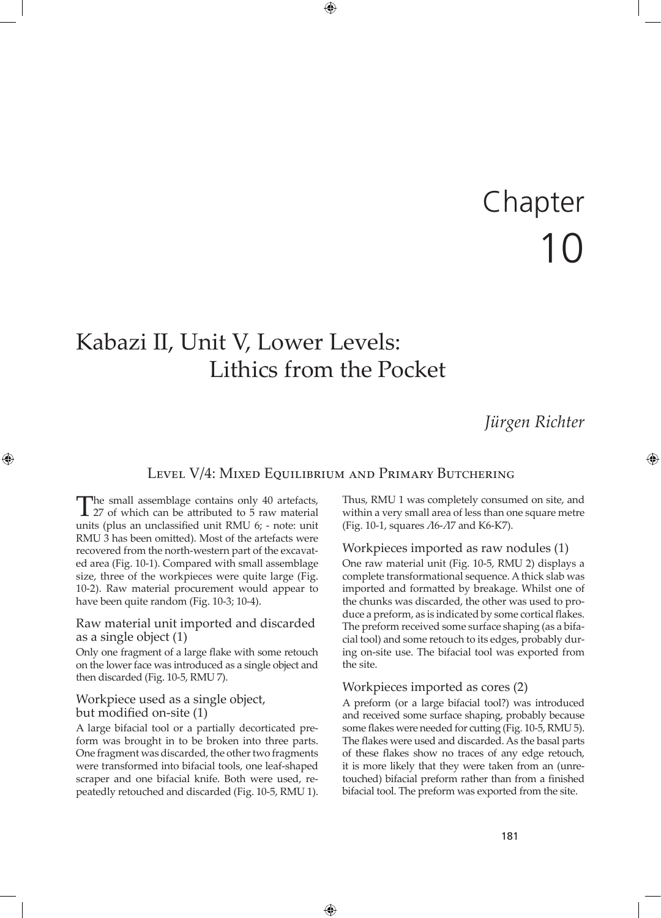# Chapter 10

# Kabazi II, Unit V, Lower Levels: Lithics from the Pocket

*Jürgen Richter*

## Level V/4: Mixed Equilibrium and Primary Butchering

The small assemblage contains only 40 artefacts, 27 of which can be attributed to 5 raw material units (plus an unclassified unit RMU 6; - note: unit RMU 3 has been omitted). Most of the artefacts were recovered from the north-western part of the excavated area (Fig. 10-1). Compared with small assemblage size, three of the workpieces were quite large (Fig. 10-2). Raw material procurement would appear to have been quite random (Fig. 10-3; 10-4).

### Raw material unit imported and discarded as a single object (1)

Only one fragment of a large flake with some retouch on the lower face was introduced as a single object and then discarded (Fig. 10-5, RMU 7).

### Workpiece used as a single object, but modified on-site (1)

A large bifacial tool or a partially decorticated preform was brought in to be broken into three parts. One fragment was discarded, the other two fragments were transformed into bifacial tools, one leaf-shaped scraper and one bifacial knife. Both were used, repeatedly retouched and discarded (Fig. 10-5, RMU 1). Thus, RMU 1 was completely consumed on site, and within a very small area of less than one square metre (Fig. 10-1, squares Л6-Л7 and K6-K7).

### Workpieces imported as raw nodules (1)

One raw material unit (Fig. 10-5, RMU 2) displays a complete transformational sequence. A thick slab was imported and formatted by breakage. Whilst one of the chunks was discarded, the other was used to produce a preform, as is indicated by some cortical flakes. The preform received some surface shaping (as a bifacial tool) and some retouch to its edges, probably during on-site use. The bifacial tool was exported from the site.

### Workpieces imported as cores (2)

A preform (or a large bifacial tool?) was introduced and received some surface shaping, probably because some flakes were needed for cutting (Fig. 10-5, RMU 5). The flakes were used and discarded. As the basal parts of these flakes show no traces of any edge retouch, it is more likely that they were taken from an (unretouched) bifacial preform rather than from a finished bifacial tool. The preform was exported from the site.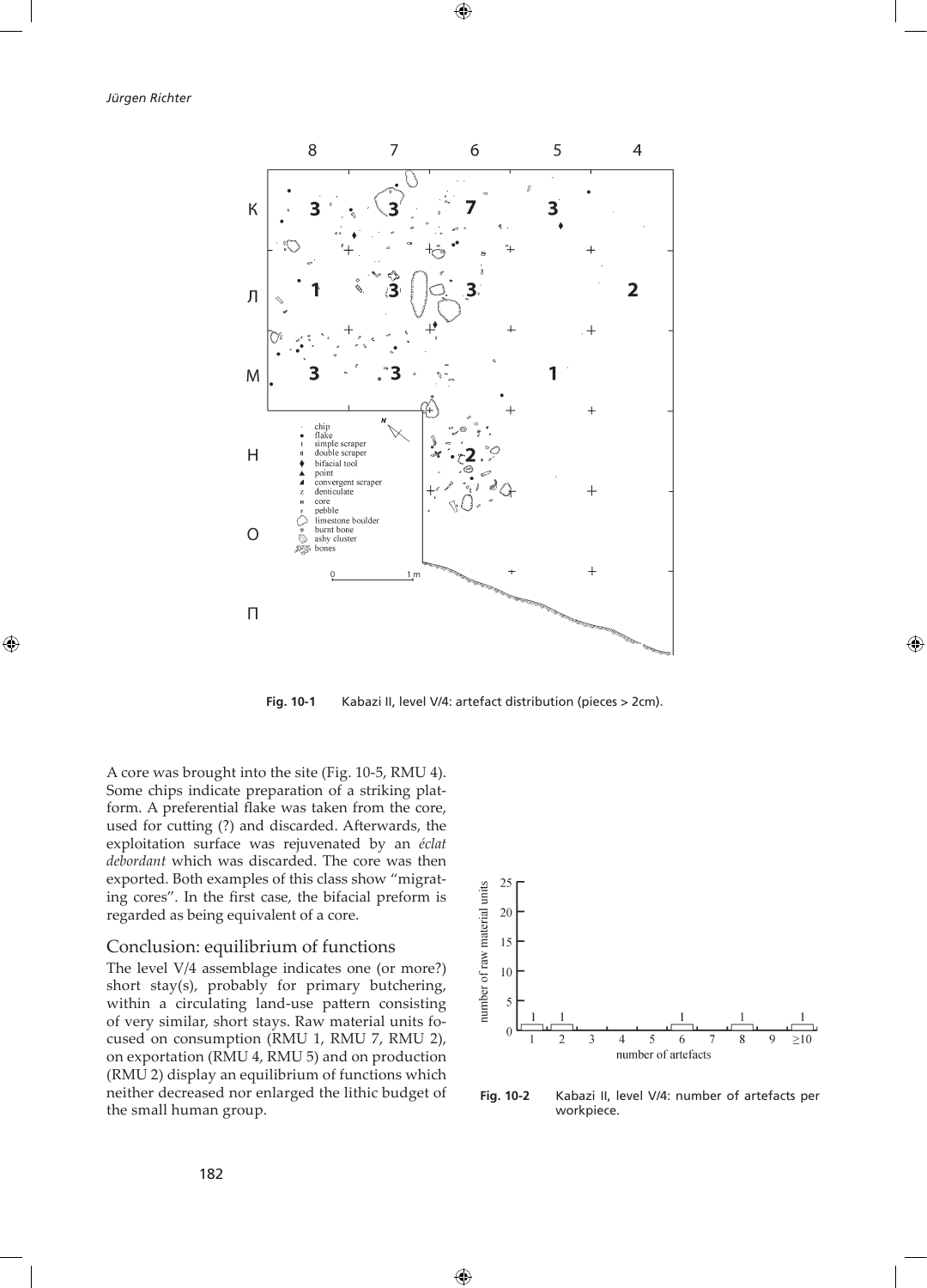Fig. 10-1 Kabazi II, level V/4: artefact distribution (pieces > 2cm).

A core was brought into the site (Fig. 10-5, RMU 4). Some chips indicate preparation of a striking platform. A preferential flake was taken from the core, used for cutting (?) and discarded. Afterwards, the exploitation surface was rejuvenated by an *éclat debordant* which was discarded. The core was then exported. Both examples of this class show "migrating cores". In the first case, the bifacial preform is regarded as being equivalent of a core.

## Conclusion: equilibrium of functions

The level V/4 assemblage indicates one (or more?) short stay(s), probably for primary butchering, within a circulating land-use pattern consisting of very similar, short stays. Raw material units focused on consumption (RMU 1, RMU 7, RMU 2), on exportation (RMU 4, RMU 5) and on production (RMU 2) display an equilibrium of functions which neither decreased nor enlarged the lithic budget of the small human group.

Fig. 10-2 Kabazi II, level V/4: number of artefacts per workpiece.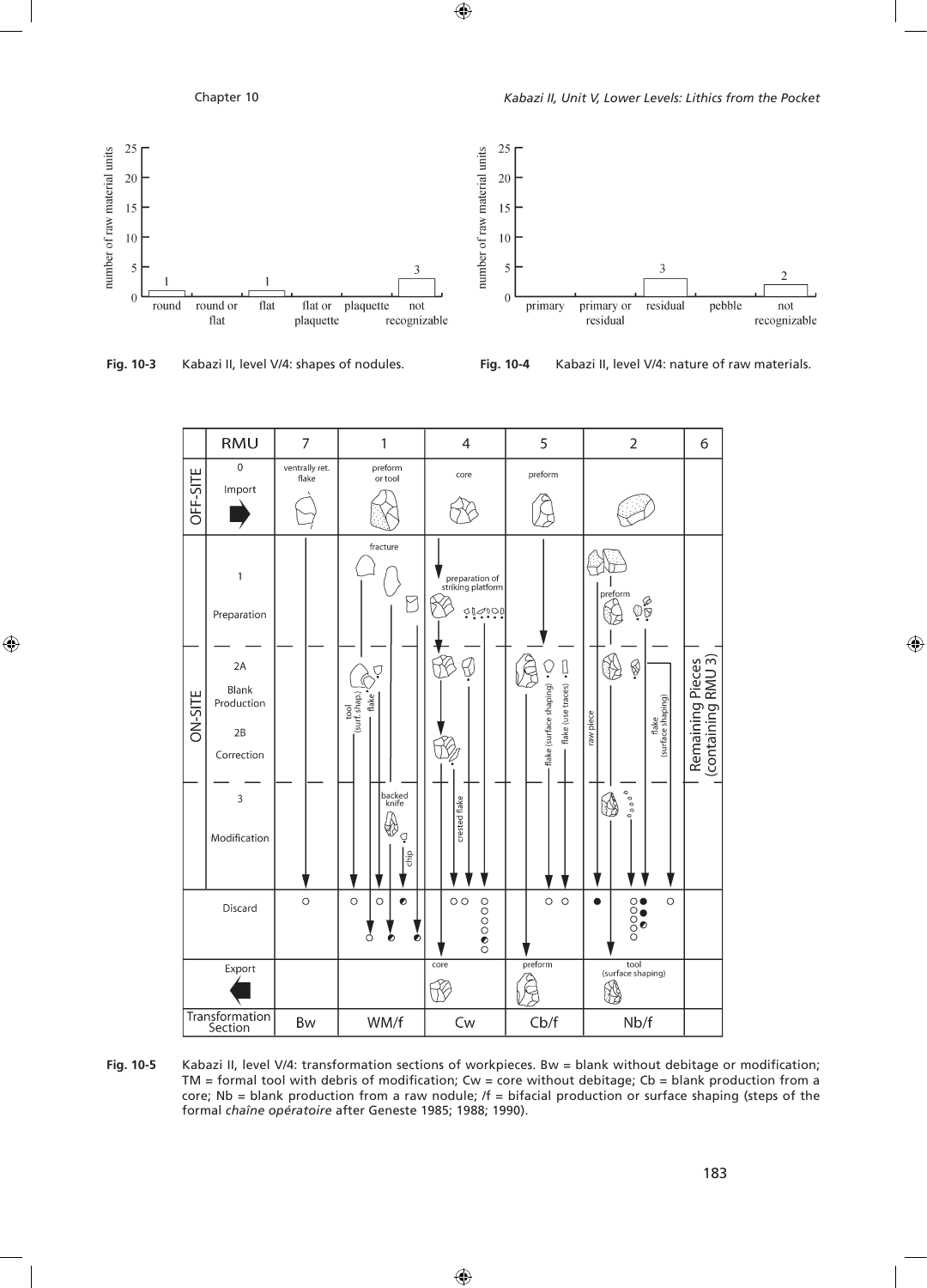Fig. 10-3 Kabazi II, level V/4: shapes of nodules.

Fig. 10-4 Kabazi II, level V/4: nature of raw materials.

Fig. 10-5 Kabazi II, level V/4: transformation sections of workpieces. Bw = blank without debitage or modification; TM = formal tool with debris of modification; Cw = core without debitage; Cb = blank production from a core; Nb = blank production from a raw nodule; /f = bifacial production or surface shaping (steps of the formal *chaîne opératoire* after Geneste 1985; 1988; 1990).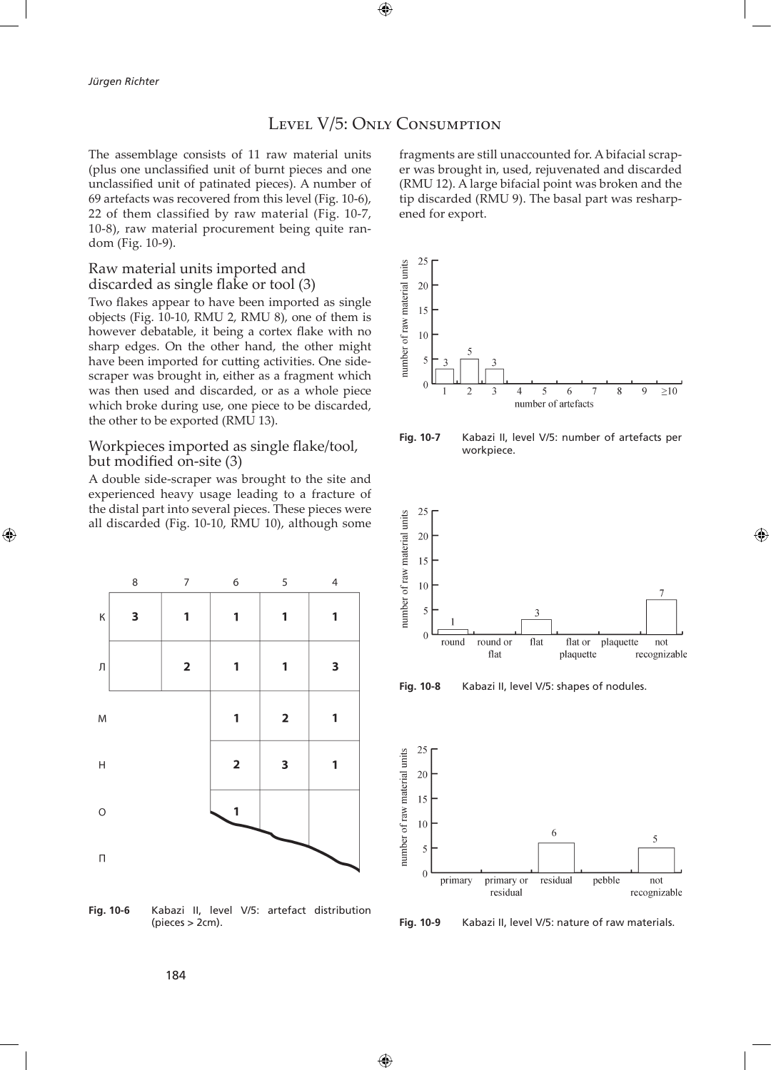## Level V/5: Only Consumption

The assemblage consists of 11 raw material units (plus one unclassified unit of burnt pieces and one unclassified unit of patinated pieces). A number of 69 artefacts was recovered from this level (Fig. 10-6), 22 of them classified by raw material (Fig. 10-7, 10-8), raw material procurement being quite random (Fig. 10-9).

### Raw material units imported and discarded as single flake or tool (3)

Two flakes appear to have been imported as single objects (Fig. 10-10, RMU 2, RMU 8), one of them is however debatable, it being a cortex flake with no sharp edges. On the other hand, the other might have been imported for cutting activities. One side-scraper was brought in, either as a fragment which was then used and discarded, or as a whole piece which broke during use, one piece to be discarded, the other to be exported (RMU 13).

### Workpieces imported as single flake/tool, but modified on-site (3)

A double side-scraper was brought to the site and experienced heavy usage leading to a fracture of the distal part into several pieces. These pieces were all discarded (Fig. 10-10, RMU 10), although some fragments are still unaccounted for. A bifacial scraper was brought in, used, rejuvenated and discarded (RMU 12). A large bifacial point was broken and the tip discarded (RMU 9). The basal part was resharpened for export.

| | 8 | 7 | 6 | 5 | 4 |
|---|---|---|---|---|---|
| К | **3** | **1** | **1** | **1** | **1** |
| Л | | **2** | **1** | **1** | **3** |
| М | | | **1** | **2** | **1** |
| Н | | | **2** | **3** | **1** |
| О | | | **1** | | |
| П | | | | | |

**Fig. 10-6** Kabazi II, level V/5: artefact distribution (pieces > 2cm).

| number of artefacts | 1 | 2 | 3 | 4 | 5 | 6 | 7 | 8 | 9 | ≥10 |
|---|---|---|---|---|---|---|---|---|---|---|
| number of raw material units | 3 | 5 | 3 | | | | | | | |

**Fig. 10-7** Kabazi II, level V/5: number of artefacts per workpiece.

| shape | round | round or flat | flat | flat or plaquette | plaquette | not recognizable |
|---|---|---|---|---|---|---|
| number of raw material units | 1 | | 3 | | | 7 |

**Fig. 10-8** Kabazi II, level V/5: shapes of nodules.

| nature | primary | primary or residual | residual | pebble | not recognizable |
|---|---|---|---|---|---|
| number of raw material units | | | 6 | | 5 |

**Fig. 10-9** Kabazi II, level V/5: nature of raw materials.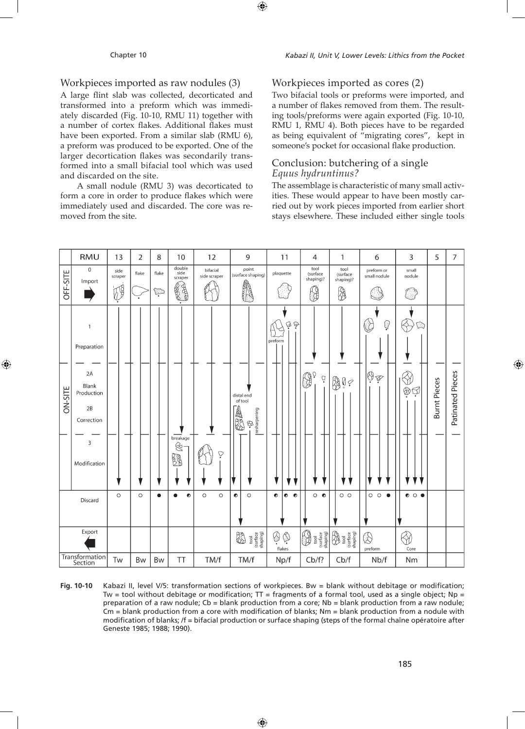## Workpieces imported as raw nodules (3)

A large flint slab was collected, decorticated and transformed into a preform which was immediately discarded (Fig. 10-10, RMU 11) together with a number of cortex flakes. Additional flakes must have been exported. From a similar slab (RMU 6), a preform was produced to be exported. One of the larger decortication flakes was secondarily transformed into a small bifacial tool which was used and discarded on the site.

A small nodule (RMU 3) was decorticated to form a core in order to produce flakes which were immediately used and discarded. The core was removed from the site.

## Workpieces imported as cores (2)

Two bifacial tools or preforms were imported, and a number of flakes removed from them. The resulting tools/preforms were again exported (Fig. 10-10, RMU 1, RMU 4). Both pieces have to be regarded as being equivalent of "migrating cores", kept in someone's pocket for occasional flake production.

## Conclusion: butchering of a single *Equus hydruntinus?*

The assemblage is characteristic of many small activities. These would appear to have been mostly carried out by work pieces imported from earlier short stays elsewhere. These included either single tools

| | RMU | 13 | 2 | 8 | 10 | 12 | 9 | 11 | 4 | 1 | 6 | 3 | 5 | 7 |
|---|---|---|---|---|---|---|---|---|---|---|---|---|---|---|
| OFF-SITE | 0 Import | side scraper | flake | flake | double side scraper | bifacial side scraper | point (surface shaping) | plaquette | tool (surface shaping)? | tool (surface shaping)? | preform or small nodule | small nodule | | |
| ON-SITE | 1 Preparation | | | | | | | preform | | | | | Burnt Pieces | Patinated Pieces |
| | 2A Blank Production / 2B Correction | | | | | | distal end of tool; resharpening | | | | | | | |
| | 3 Modification | | | | breakage | | | | | | | | | |
| | Discard | ○ | ○ | ● | ● ◐ | ○ ○ | ◐ ○ | ◐ ◐ ◐ | ○ ◐ | ○ ○ | ○ ○ ● | ◐ ○ ● | | |
| | Export | | | | | | tool (surface shaping) | flakes | tool (surface shaping) | tool (surface shaping) | preform | Core | | |
| | Transformation Section | Tw | Bw | Bw | TT | TM/f | TM/f | Np/f | Cb/f? | Cb/f | Nb/f | Nm | | |

**Fig. 10-10** Kabazi II, level V/5: transformation sections of workpieces. Bw = blank without debitage or modification; Tw = tool without debitage or modification; TT = fragments of a formal tool, used as a single object; Np = preparation of a raw nodule; Cb = blank production from a core; Nb = blank production from a raw nodule; Cm = blank production from a core with modification of blanks; Nm = blank production from a nodule with modification of blanks; /f = bifacial production or surface shaping (steps of the formal chaîne opératoire after Geneste 1985; 1988; 1990).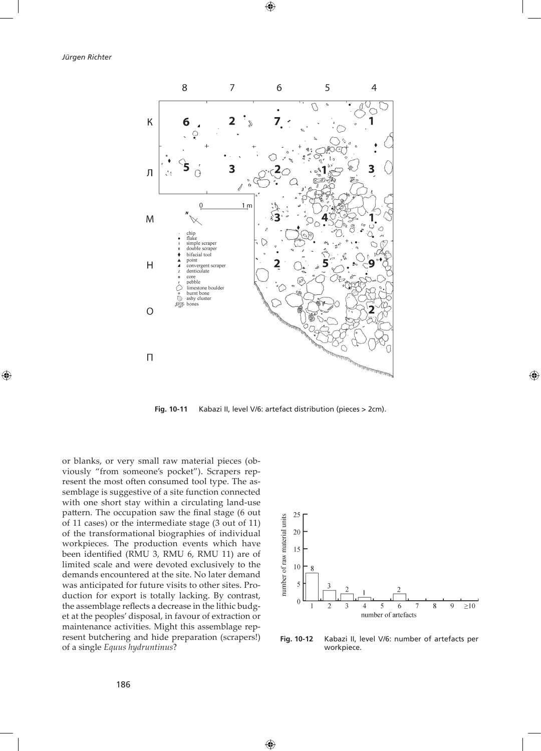Fig. 10-11 Kabazi II, level V/6: artefact distribution (pieces > 2cm).

or blanks, or very small raw material pieces (obviously "from someone's pocket"). Scrapers represent the most often consumed tool type. The assemblage is suggestive of a site function connected with one short stay within a circulating land-use pattern. The occupation saw the final stage (6 out of 11 cases) or the intermediate stage (3 out of 11) of the transformational biographies of individual workpieces. The production events which have been identified (RMU 3, RMU 6, RMU 11) are of limited scale and were devoted exclusively to the demands encountered at the site. No later demand was anticipated for future visits to other sites. Production for export is totally lacking. By contrast, the assemblage reflects a decrease in the lithic budget at the peoples' disposal, in favour of extraction or maintenance activities. Might this assemblage represent butchering and hide preparation (scrapers!) of a single *Equus hydruntinus*?

Fig. 10-12 Kabazi II, level V/6: number of artefacts per workpiece.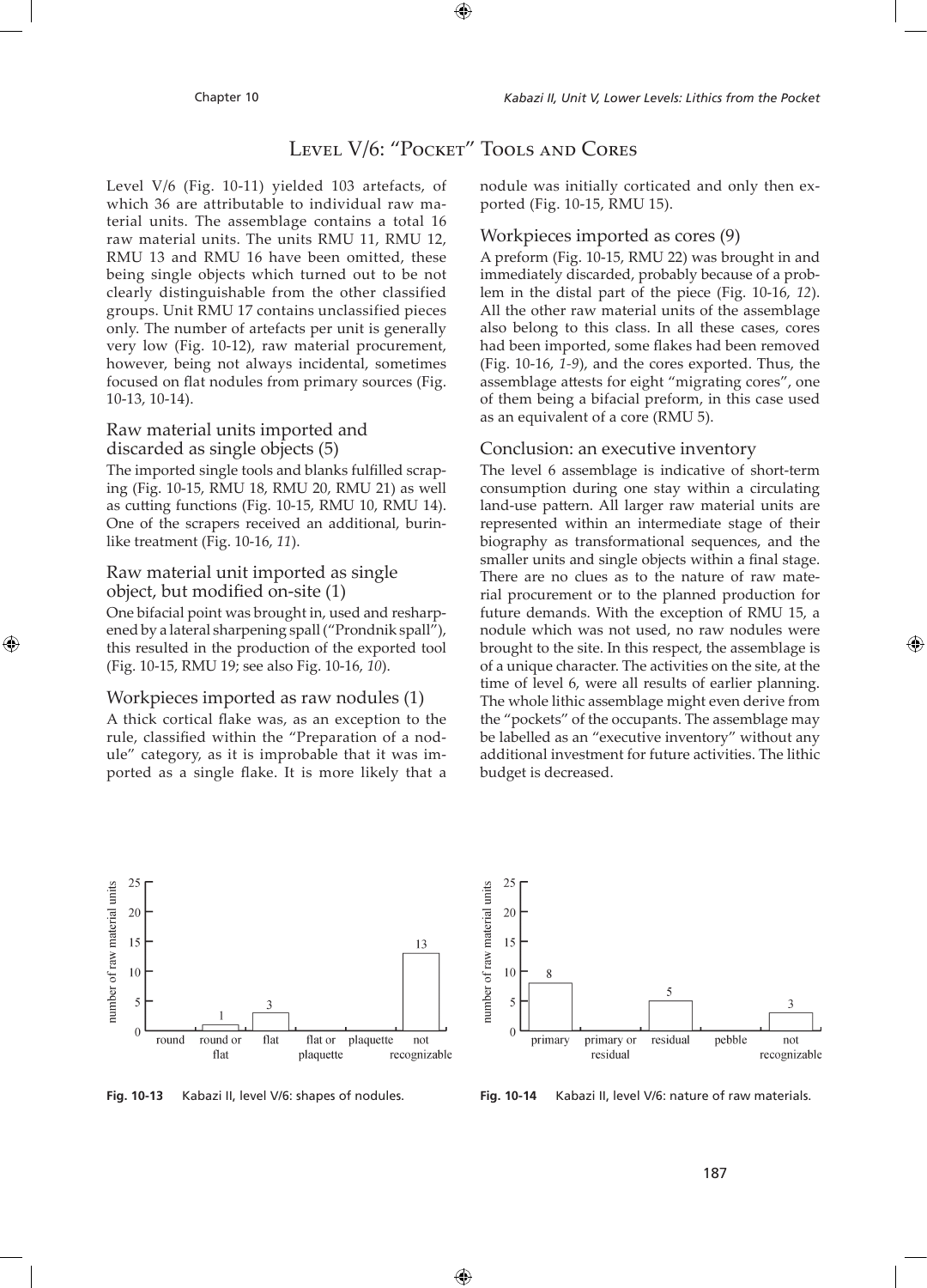## Level V/6: "Pocket" Tools and Cores

Level V/6 (Fig. 10-11) yielded 103 artefacts, of which 36 are attributable to individual raw material units. The assemblage contains a total 16 raw material units. The units RMU 11, RMU 12, RMU 13 and RMU 16 have been omitted, these being single objects which turned out to be not clearly distinguishable from the other classified groups. Unit RMU 17 contains unclassified pieces only. The number of artefacts per unit is generally very low (Fig. 10-12), raw material procurement, however, being not always incidental, sometimes focused on flat nodules from primary sources (Fig. 10-13, 10-14).

### Raw material units imported and discarded as single objects (5)

The imported single tools and blanks fulfilled scraping (Fig. 10-15, RMU 18, RMU 20, RMU 21) as well as cutting functions (Fig. 10-15, RMU 10, RMU 14). One of the scrapers received an additional, burin-like treatment (Fig. 10-16, *11*).

### Raw material unit imported as single object, but modified on-site (1)

One bifacial point was brought in, used and resharpened by a lateral sharpening spall ("Prondnik spall"), this resulted in the production of the exported tool (Fig. 10-15, RMU 19; see also Fig. 10-16, *10*).

### Workpieces imported as raw nodules (1)

A thick cortical flake was, as an exception to the rule, classified within the "Preparation of a nodule" category, as it is improbable that it was imported as a single flake. It is more likely that a nodule was initially corticated and only then exported (Fig. 10-15, RMU 15).

### Workpieces imported as cores (9)

A preform (Fig. 10-15, RMU 22) was brought in and immediately discarded, probably because of a problem in the distal part of the piece (Fig. 10-16, *12*). All the other raw material units of the assemblage also belong to this class. In all these cases, cores had been imported, some flakes had been removed (Fig. 10-16, *1-9*), and the cores exported. Thus, the assemblage attests for eight "migrating cores", one of them being a bifacial preform, in this case used as an equivalent of a core (RMU 5).

### Conclusion: an executive inventory

The level 6 assemblage is indicative of short-term consumption during one stay within a circulating land-use pattern. All larger raw material units are represented within an intermediate stage of their biography as transformational sequences, and the smaller units and single objects within a final stage. There are no clues as to the nature of raw material procurement or to the planned production for future demands. With the exception of RMU 15, a nodule which was not used, no raw nodules were brought to the site. In this respect, the assemblage is of a unique character. The activities on the site, at the time of level 6, were all results of earlier planning. The whole lithic assemblage might even derive from the "pockets" of the occupants. The assemblage may be labelled as an "executive inventory" without any additional investment for future activities. The lithic budget is decreased.

| Shape of nodules | Number of raw material units |
|---|---|
| round | 0 |
| round or flat | 1 |
| flat | 3 |
| flat or plaquette | 0 |
| plaquette | 0 |
| not recognizable | 13 |

**Fig. 10-13** Kabazi II, level V/6: shapes of nodules.

| Nature of raw materials | Number of raw material units |
|---|---|
| primary | 8 |
| primary or residual | 0 |
| residual | 5 |
| pebble | 0 |
| not recognizable | 3 |

**Fig. 10-14** Kabazi II, level V/6: nature of raw materials.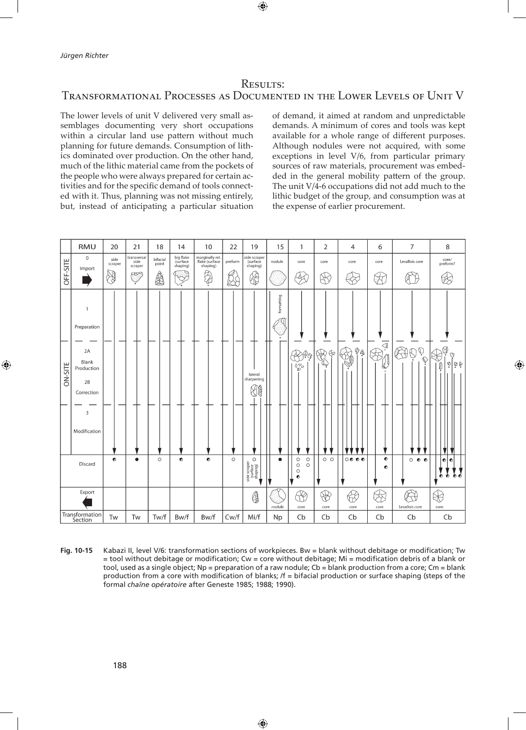## Results:
## Transformational Processes as Documented in the Lower Levels of Unit V

The lower levels of unit V delivered very small assemblages documenting very short occupations within a circular land use pattern without much planning for future demands. Consumption of lithics dominated over production. On the other hand, much of the lithic material came from the pockets of the people who were always prepared for certain activities and for the specific demand of tools connected with it. Thus, planning was not missing entirely, but, instead of anticipating a particular situation of demand, it aimed at random and unpredictable demands. A minimum of cores and tools was kept available for a whole range of different purposes. Although nodules were not acquired, with some exceptions in level V/6, from particular primary sources of raw materials, procurement was embedded in the general mobility pattern of the group. The unit V/4-6 occupations did not add much to the lithic budget of the group, and consumption was at the expense of earlier procurement.

| | RMU | 20 | 21 | 18 | 14 | 10 | 22 | 19 | 15 | 1 | 2 | 4 | 6 | 7 | 8 |
|---|---|---|---|---|---|---|---|---|---|---|---|---|---|---|---|
| OFF-SITE | 0 Import | side scraper | transversal side scraper | bifacial point | big flake (surface shaping) | marginally ret. flake (surface shaping) | preform | side scraper (surface shaping) | nodule | core | core | core | core | Levallois core | core/ preform? |
| | 1 Preparation | | | | | | | | formatting | | | | | | |
| ON-SITE | 2A Blank Production / 2B Correction | | | | | | | lateral sharpening | | | | | | | |
| | 3 Modification | | | | | | | | | | | | | | |
| | Discard | | | | | | | side scraper (surface shaping) | | | | | | | |
| | Export | | | | | | | | nodule | core | core | core | core | Levallois core | core |
| | Transformation Section | Tw | Tw | Tw/f | Bw/f | Bw/f | Cw/f | Mi/f | Np | Cb | Cb | Cb | Cb | Cb | Cb |

**Fig. 10-15** Kabazi II, level V/6: transformation sections of workpieces. Bw = blank without debitage or modification; Tw = tool without debitage or modification; Cw = core without debitage; Mi = modification debris of a blank or tool, used as a single object; Np = preparation of a raw nodule; Cb = blank production from a core; Cm = blank production from a core with modification of blanks; /f = bifacial production or surface shaping (steps of the formal *chaîne opératoire* after Geneste 1985; 1988; 1990).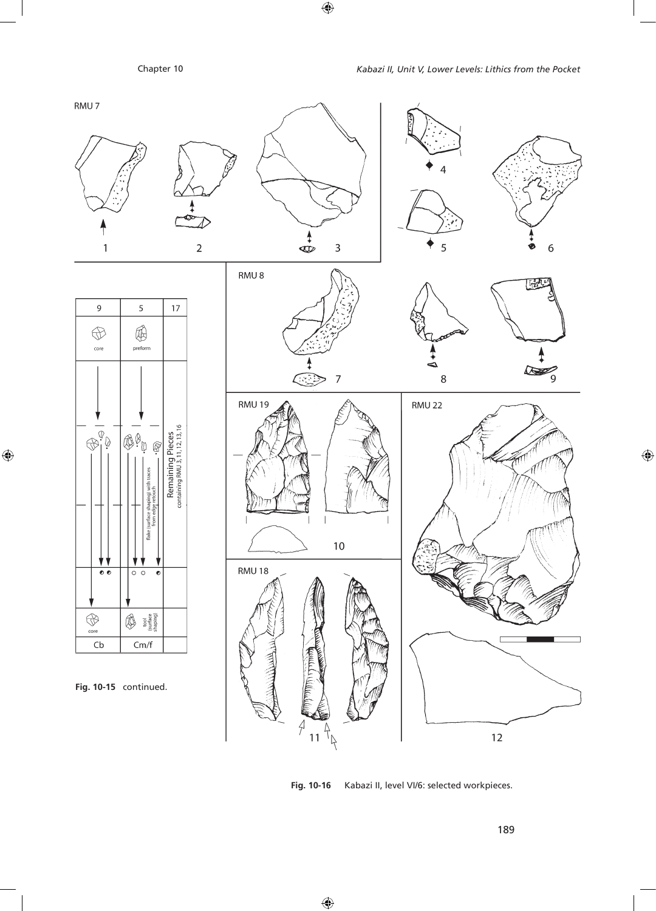RMU 7

1 2 3 4 5 6

RMU 8

7 8 9

RMU 19

10

RMU 22

RMU 18

11

12

| 9 | 5 | 17 |
|---|---|---|
| core | preform | |
| | flake (surface shaping) with traces from edge retouch | Remaining Pieces containing RMU 3, 11, 12, 13, 16 |
| core | tool (surface shaping) | |
| Cb | Cm/f | |

**Fig. 10-15** continued.

**Fig. 10-16** Kabazi II, level VI/6: selected workpieces.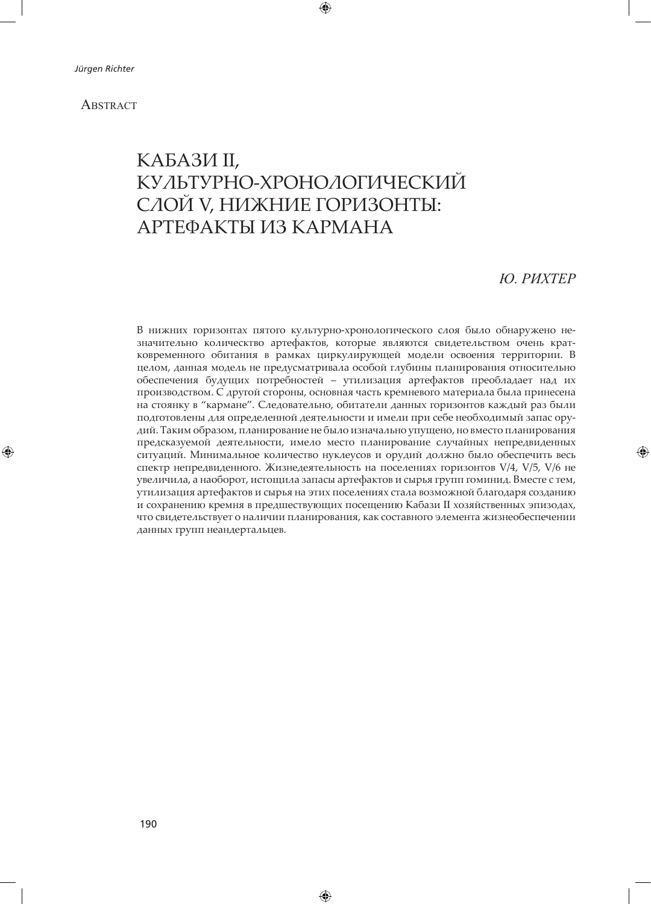Abstract

# КАБАЗИ II, КУЛЬТУРНО-ХРОНОЛОГИЧЕСКИЙ СЛОЙ V, НИЖНИЕ ГОРИЗОНТЫ: АРТЕФАКТЫ ИЗ КАРМАНА

*Ю. РИХТЕР*

В нижних горизонтах пятого культурно-хронологического слоя было обнаружено незначительно количество артефактов, которые являются свидетельством очень кратковременного обитания в рамках циркулирующей модели освоения территории. В целом, данная модель не предусматривала особой глубины планирования относительно обеспечения будущих потребностей – утилизация артефактов преобладает над их производством. С другой стороны, основная часть кремневого материала была принесена на стоянку в "кармане". Следовательно, обитатели данных горизонтов каждый раз были подготовлены для определенной деятельности и имели при себе необходимый запас орудий. Таким образом, планирование не было изначально упущено, но вместо планирования предсказуемой деятельности, имело место планирование случайных непредвиденных ситуаций. Минимальное количество нуклеусов и орудий должно было обеспечить весь спектр непредвиденного. Жизнедеятельность на поселениях горизонтов V/4, V/5, V/6 не увеличила, а наоборот, истощила запасы артефактов и сырья групп гоминид. Вместе с тем, утилизация артефактов и сырья на этих поселениях стала возможной благодаря созданию и сохранению кремня в предшествующих посещению Кабази II хозяйственных эпизодах, что свидетельствует о наличии планирования, как составного элемента жизнеобеспечении данных групп неандертальцев.